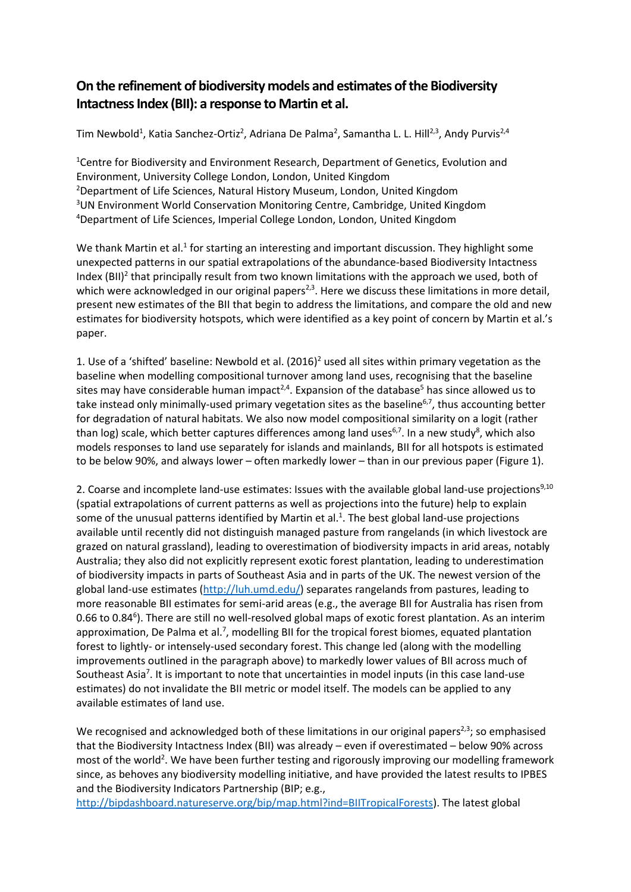# On the refinement of biodiversity models and estimates of the Biodiversity Intactness Index (BII): a response to Martin et al.

Tim Newbold[1], Katia Sanchez-Ortiz[2], Adriana De Palma[2], Samantha L. L. Hill[2,3], Andy Purvis[2,4]

[1]Centre for Biodiversity and Environment Research, Department of Genetics, Evolution and Environment, University College London, London, United Kingdom
[2]Department of Life Sciences, Natural History Museum, London, United Kingdom
[3]UN Environment World Conservation Monitoring Centre, Cambridge, United Kingdom
[4]Department of Life Sciences, Imperial College London, London, United Kingdom

We thank Martin et al.[1] for starting an interesting and important discussion. They highlight some unexpected patterns in our spatial extrapolations of the abundance-based Biodiversity Intactness Index (BII)[2] that principally result from two known limitations with the approach we used, both of which were acknowledged in our original papers[2,3]. Here we discuss these limitations in more detail, present new estimates of the BII that begin to address the limitations, and compare the old and new estimates for biodiversity hotspots, which were identified as a key point of concern by Martin et al.'s paper.

1. Use of a 'shifted' baseline: Newbold et al. (2016)[2] used all sites within primary vegetation as the baseline when modelling compositional turnover among land uses, recognising that the baseline sites may have considerable human impact[2,4]. Expansion of the database[5] has since allowed us to take instead only minimally-used primary vegetation sites as the baseline[6,7], thus accounting better for degradation of natural habitats. We also now model compositional similarity on a logit (rather than log) scale, which better captures differences among land uses[6,7]. In a new study[8], which also models responses to land use separately for islands and mainlands, BII for all hotspots is estimated to be below 90%, and always lower – often markedly lower – than in our previous paper (Figure 1).

2. Coarse and incomplete land-use estimates: Issues with the available global land-use projections[9,10] (spatial extrapolations of current patterns as well as projections into the future) help to explain some of the unusual patterns identified by Martin et al.[1]. The best global land-use projections available until recently did not distinguish managed pasture from rangelands (in which livestock are grazed on natural grassland), leading to overestimation of biodiversity impacts in arid areas, notably Australia; they also did not explicitly represent exotic forest plantation, leading to underestimation of biodiversity impacts in parts of Southeast Asia and in parts of the UK. The newest version of the global land-use estimates (http://luh.umd.edu/) separates rangelands from pastures, leading to more reasonable BII estimates for semi-arid areas (e.g., the average BII for Australia has risen from 0.66 to 0.84[6]). There are still no well-resolved global maps of exotic forest plantation. As an interim approximation, De Palma et al.[7], modelling BII for the tropical forest biomes, equated plantation forest to lightly- or intensely-used secondary forest. This change led (along with the modelling improvements outlined in the paragraph above) to markedly lower values of BII across much of Southeast Asia[7]. It is important to note that uncertainties in model inputs (in this case land-use estimates) do not invalidate the BII metric or model itself. The models can be applied to any available estimates of land use.

We recognised and acknowledged both of these limitations in our original papers[2,3]; so emphasised that the Biodiversity Intactness Index (BII) was already – even if overestimated – below 90% across most of the world[2]. We have been further testing and rigorously improving our modelling framework since, as behoves any biodiversity modelling initiative, and have provided the latest results to IPBES and the Biodiversity Indicators Partnership (BIP; e.g., http://bipdashboard.natureserve.org/bip/map.html?ind=BIITropicalForests). The latest global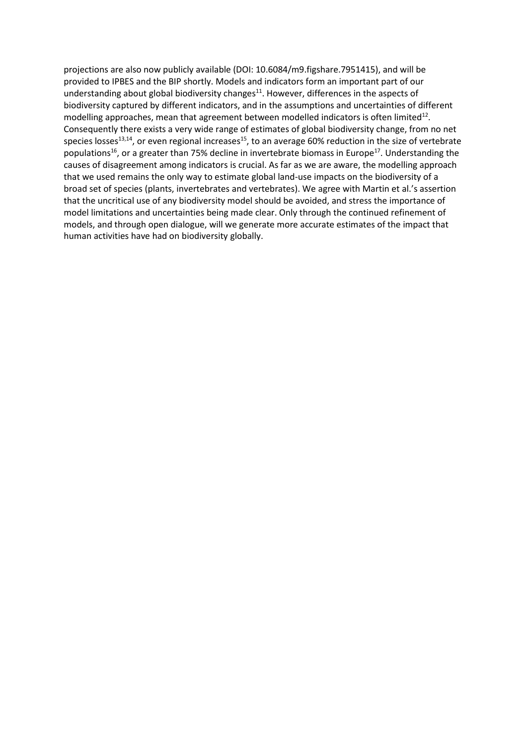projections are also now publicly available (DOI: 10.6084/m9.figshare.7951415), and will be provided to IPBES and the BIP shortly. Models and indicators form an important part of our understanding about global biodiversity changes[11]. However, differences in the aspects of biodiversity captured by different indicators, and in the assumptions and uncertainties of different modelling approaches, mean that agreement between modelled indicators is often limited[12]. Consequently there exists a very wide range of estimates of global biodiversity change, from no net species losses[13,14], or even regional increases[15], to an average 60% reduction in the size of vertebrate populations[16], or a greater than 75% decline in invertebrate biomass in Europe[17]. Understanding the causes of disagreement among indicators is crucial. As far as we are aware, the modelling approach that we used remains the only way to estimate global land-use impacts on the biodiversity of a broad set of species (plants, invertebrates and vertebrates). We agree with Martin et al.'s assertion that the uncritical use of any biodiversity model should be avoided, and stress the importance of model limitations and uncertainties being made clear. Only through the continued refinement of models, and through open dialogue, will we generate more accurate estimates of the impact that human activities have had on biodiversity globally.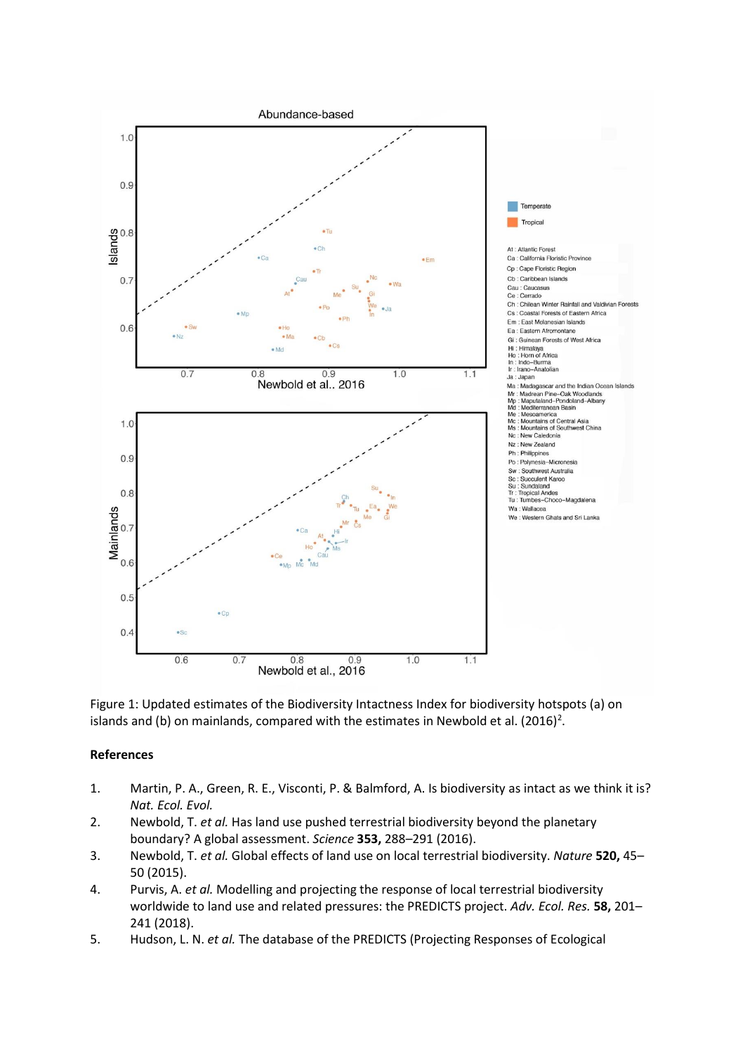Figure 1: Updated estimates of the Biodiversity Intactness Index for biodiversity hotspots (a) on islands and (b) on mainlands, compared with the estimates in Newbold et al. (2016)[2].

## References

1. Martin, P. A., Green, R. E., Visconti, P. & Balmford, A. Is biodiversity as intact as we think it is? *Nat. Ecol. Evol.*
2. Newbold, T. *et al.* Has land use pushed terrestrial biodiversity beyond the planetary boundary? A global assessment. *Science* **353,** 288–291 (2016).
3. Newbold, T. *et al.* Global effects of land use on local terrestrial biodiversity. *Nature* **520,** 45–50 (2015).
4. Purvis, A. *et al.* Modelling and projecting the response of local terrestrial biodiversity worldwide to land use and related pressures: the PREDICTS project. *Adv. Ecol. Res.* **58,** 201–241 (2018).
5. Hudson, L. N. *et al.* The database of the PREDICTS (Projecting Responses of Ecological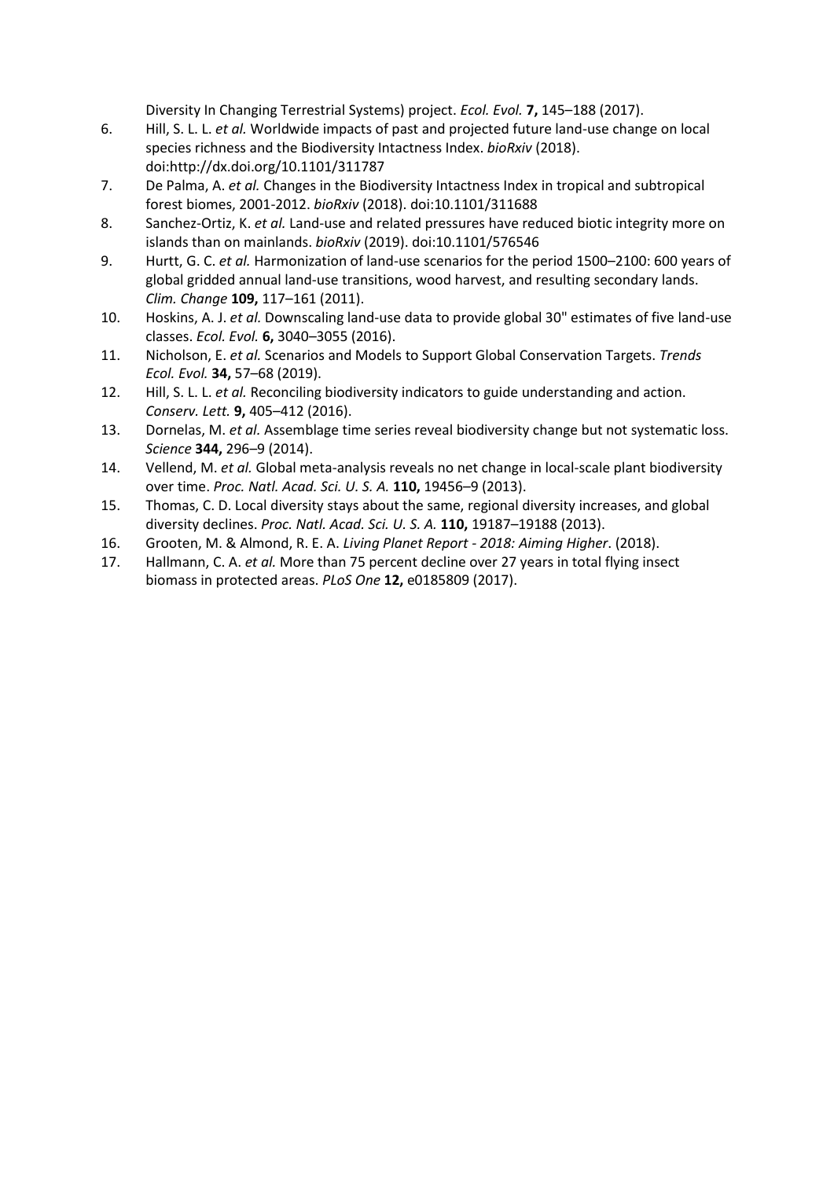Diversity In Changing Terrestrial Systems) project. *Ecol. Evol.* **7,** 145–188 (2017).

6. Hill, S. L. L. *et al.* Worldwide impacts of past and projected future land-use change on local species richness and the Biodiversity Intactness Index. *bioRxiv* (2018). doi:http://dx.doi.org/10.1101/311787
7. De Palma, A. *et al.* Changes in the Biodiversity Intactness Index in tropical and subtropical forest biomes, 2001-2012. *bioRxiv* (2018). doi:10.1101/311688
8. Sanchez-Ortiz, K. *et al.* Land-use and related pressures have reduced biotic integrity more on islands than on mainlands. *bioRxiv* (2019). doi:10.1101/576546
9. Hurtt, G. C. *et al.* Harmonization of land-use scenarios for the period 1500–2100: 600 years of global gridded annual land-use transitions, wood harvest, and resulting secondary lands. *Clim. Change* **109,** 117–161 (2011).
10. Hoskins, A. J. *et al.* Downscaling land-use data to provide global 30" estimates of five land-use classes. *Ecol. Evol.* **6,** 3040–3055 (2016).
11. Nicholson, E. *et al.* Scenarios and Models to Support Global Conservation Targets. *Trends Ecol. Evol.* **34,** 57–68 (2019).
12. Hill, S. L. L. *et al.* Reconciling biodiversity indicators to guide understanding and action. *Conserv. Lett.* **9,** 405–412 (2016).
13. Dornelas, M. *et al.* Assemblage time series reveal biodiversity change but not systematic loss. *Science* **344,** 296–9 (2014).
14. Vellend, M. *et al.* Global meta-analysis reveals no net change in local-scale plant biodiversity over time. *Proc. Natl. Acad. Sci. U. S. A.* **110,** 19456–9 (2013).
15. Thomas, C. D. Local diversity stays about the same, regional diversity increases, and global diversity declines. *Proc. Natl. Acad. Sci. U. S. A.* **110,** 19187–19188 (2013).
16. Grooten, M. & Almond, R. E. A. *Living Planet Report - 2018: Aiming Higher*. (2018).
17. Hallmann, C. A. *et al.* More than 75 percent decline over 27 years in total flying insect biomass in protected areas. *PLoS One* **12,** e0185809 (2017).